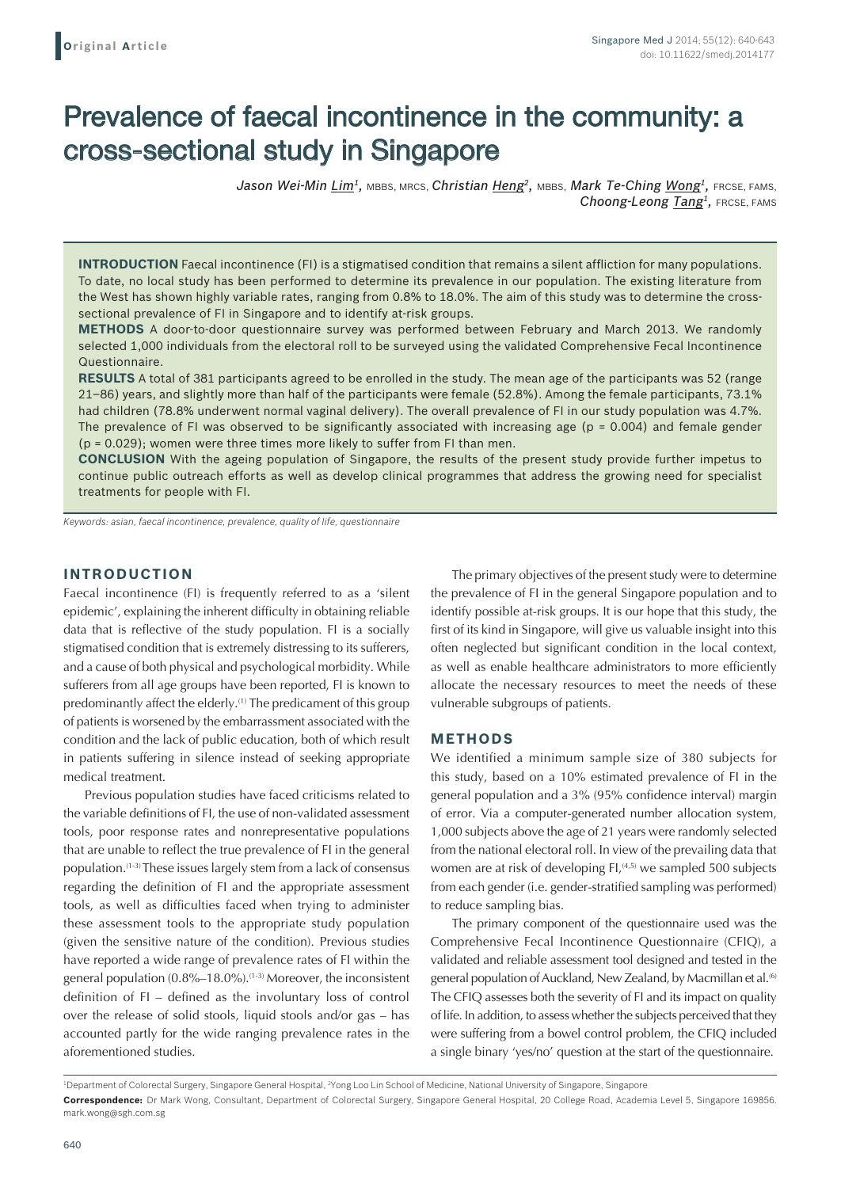**Original Article**

# Prevalence of faecal incontinence in the community: a cross-sectional study in Singapore

*Jason Wei-Min Lim*[1], MBBS, MRCS, *Christian Heng*[2], MBBS, *Mark Te-Ching Wong*[1], FRCSE, FAMS, *Choong-Leong Tang*[1], FRCSE, FAMS

**INTRODUCTION** Faecal incontinence (FI) is a stigmatised condition that remains a silent affliction for many populations. To date, no local study has been performed to determine its prevalence in our population. The existing literature from the West has shown highly variable rates, ranging from 0.8% to 18.0%. The aim of this study was to determine the cross-sectional prevalence of FI in Singapore and to identify at-risk groups.

**METHODS** A door-to-door questionnaire survey was performed between February and March 2013. We randomly selected 1,000 individuals from the electoral roll to be surveyed using the validated Comprehensive Fecal Incontinence Questionnaire.

**RESULTS** A total of 381 participants agreed to be enrolled in the study. The mean age of the participants was 52 (range 21–86) years, and slightly more than half of the participants were female (52.8%). Among the female participants, 73.1% had children (78.8% underwent normal vaginal delivery). The overall prevalence of FI in our study population was 4.7%. The prevalence of FI was observed to be significantly associated with increasing age ($p = 0.004$) and female gender ($p = 0.029$); women were three times more likely to suffer from FI than men.

**CONCLUSION** With the ageing population of Singapore, the results of the present study provide further impetus to continue public outreach efforts as well as develop clinical programmes that address the growing need for specialist treatments for people with FI.

*Keywords: asian, faecal incontinence, prevalence, quality of life, questionnaire*

## INTRODUCTION

Faecal incontinence (FI) is frequently referred to as a 'silent epidemic', explaining the inherent difficulty in obtaining reliable data that is reflective of the study population. FI is a socially stigmatised condition that is extremely distressing to its sufferers, and a cause of both physical and psychological morbidity. While sufferers from all age groups have been reported, FI is known to predominantly affect the elderly.[1] The predicament of this group of patients is worsened by the embarrassment associated with the condition and the lack of public education, both of which result in patients suffering in silence instead of seeking appropriate medical treatment.

Previous population studies have faced criticisms related to the variable definitions of FI, the use of non-validated assessment tools, poor response rates and nonrepresentative populations that are unable to reflect the true prevalence of FI in the general population.[1–3] These issues largely stem from a lack of consensus regarding the definition of FI and the appropriate assessment tools, as well as difficulties faced when trying to administer these assessment tools to the appropriate study population (given the sensitive nature of the condition). Previous studies have reported a wide range of prevalence rates of FI within the general population (0.8%–18.0%).[1–3] Moreover, the inconsistent definition of FI – defined as the involuntary loss of control over the release of solid stools, liquid stools and/or gas – has accounted partly for the wide ranging prevalence rates in the aforementioned studies.

The primary objectives of the present study were to determine the prevalence of FI in the general Singapore population and to identify possible at-risk groups. It is our hope that this study, the first of its kind in Singapore, will give us valuable insight into this often neglected but significant condition in the local context, as well as enable healthcare administrators to more efficiently allocate the necessary resources to meet the needs of these vulnerable subgroups of patients.

## METHODS

We identified a minimum sample size of 380 subjects for this study, based on a 10% estimated prevalence of FI in the general population and a 3% (95% confidence interval) margin of error. Via a computer-generated number allocation system, 1,000 subjects above the age of 21 years were randomly selected from the national electoral roll. In view of the prevailing data that women are at risk of developing FI,[4,5] we sampled 500 subjects from each gender (i.e. gender-stratified sampling was performed) to reduce sampling bias.

The primary component of the questionnaire used was the Comprehensive Fecal Incontinence Questionnaire (CFIQ), a validated and reliable assessment tool designed and tested in the general population of Auckland, New Zealand, by Macmillan et al.[6] The CFIQ assesses both the severity of FI and its impact on quality of life. In addition, to assess whether the subjects perceived that they were suffering from a bowel control problem, the CFIQ included a single binary 'yes/no' question at the start of the questionnaire.

---

[1]Department of Colorectal Surgery, Singapore General Hospital, [2]Yong Loo Lin School of Medicine, National University of Singapore, Singapore

**Correspondence:** Dr Mark Wong, Consultant, Department of Colorectal Surgery, Singapore General Hospital, 20 College Road, Academia Level 5, Singapore 169856. mark.wong@sgh.com.sg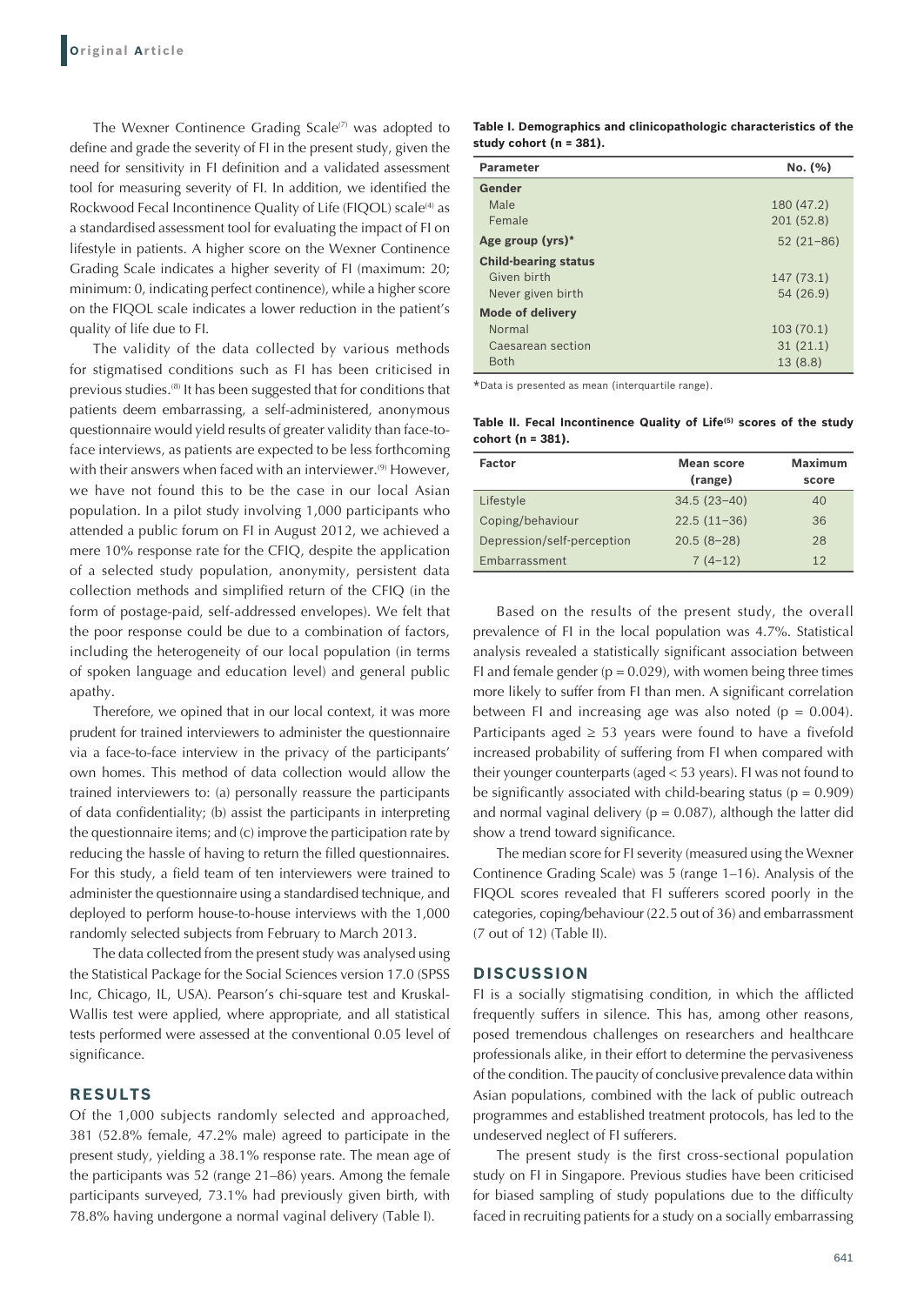The Wexner Continence Grading Scale[7] was adopted to define and grade the severity of FI in the present study, given the need for sensitivity in FI definition and a validated assessment tool for measuring severity of FI. In addition, we identified the Rockwood Fecal Incontinence Quality of Life (FIQOL) scale[4] as a standardised assessment tool for evaluating the impact of FI on lifestyle in patients. A higher score on the Wexner Continence Grading Scale indicates a higher severity of FI (maximum: 20; minimum: 0, indicating perfect continence), while a higher score on the FIQOL scale indicates a lower reduction in the patient's quality of life due to FI.

The validity of the data collected by various methods for stigmatised conditions such as FI has been criticised in previous studies.[8] It has been suggested that for conditions that patients deem embarrassing, a self-administered, anonymous questionnaire would yield results of greater validity than face-to-face interviews, as patients are expected to be less forthcoming with their answers when faced with an interviewer.[9] However, we have not found this to be the case in our local Asian population. In a pilot study involving 1,000 participants who attended a public forum on FI in August 2012, we achieved a mere 10% response rate for the CFIQ, despite the application of a selected study population, anonymity, persistent data collection methods and simplified return of the CFIQ (in the form of postage-paid, self-addressed envelopes). We felt that the poor response could be due to a combination of factors, including the heterogeneity of our local population (in terms of spoken language and education level) and general public apathy.

Therefore, we opined that in our local context, it was more prudent for trained interviewers to administer the questionnaire via a face-to-face interview in the privacy of the participants' own homes. This method of data collection would allow the trained interviewers to: (a) personally reassure the participants of data confidentiality; (b) assist the participants in interpreting the questionnaire items; and (c) improve the participation rate by reducing the hassle of having to return the filled questionnaires. For this study, a field team of ten interviewers were trained to administer the questionnaire using a standardised technique, and deployed to perform house-to-house interviews with the 1,000 randomly selected subjects from February to March 2013.

The data collected from the present study was analysed using the Statistical Package for the Social Sciences version 17.0 (SPSS Inc, Chicago, IL, USA). Pearson's chi-square test and Kruskal-Wallis test were applied, where appropriate, and all statistical tests performed were assessed at the conventional 0.05 level of significance.

## RESULTS

Of the 1,000 subjects randomly selected and approached, 381 (52.8% female, 47.2% male) agreed to participate in the present study, yielding a 38.1% response rate. The mean age of the participants was 52 (range 21–86) years. Among the female participants surveyed, 73.1% had previously given birth, with 78.8% having undergone a normal vaginal delivery (Table I).

**Table I. Demographics and clinicopathologic characteristics of the study cohort (n = 381).**

| Parameter | No. (%) |
|---|---|
| **Gender** | |
| Male | 180 (47.2) |
| Female | 201 (52.8) |
| **Age group (yrs)*** | 52 (21–86) |
| **Child-bearing status** | |
| Given birth | 147 (73.1) |
| Never given birth | 54 (26.9) |
| **Mode of delivery** | |
| Normal | 103 (70.1) |
| Caesarean section | 31 (21.1) |
| Both | 13 (8.8) |

*Data is presented as mean (interquartile range).

**Table II. Fecal Incontinence Quality of Life[5] scores of the study cohort (n = 381).**

| Factor | Mean score (range) | Maximum score |
|---|---|---|
| Lifestyle | 34.5 (23–40) | 40 |
| Coping/behaviour | 22.5 (11–36) | 36 |
| Depression/self-perception | 20.5 (8–28) | 28 |
| Embarrassment | 7 (4–12) | 12 |

Based on the results of the present study, the overall prevalence of FI in the local population was 4.7%. Statistical analysis revealed a statistically significant association between FI and female gender ($p = 0.029$), with women being three times more likely to suffer from FI than men. A significant correlation between FI and increasing age was also noted ($p = 0.004$). Participants aged $\geq 53$ years were found to have a fivefold increased probability of suffering from FI when compared with their younger counterparts (aged < 53 years). FI was not found to be significantly associated with child-bearing status ($p = 0.909$) and normal vaginal delivery ($p = 0.087$), although the latter did show a trend toward significance.

The median score for FI severity (measured using the Wexner Continence Grading Scale) was 5 (range 1–16). Analysis of the FIQOL scores revealed that FI sufferers scored poorly in the categories, coping/behaviour (22.5 out of 36) and embarrassment (7 out of 12) (Table II).

## DISCUSSION

FI is a socially stigmatising condition, in which the afflicted frequently suffers in silence. This has, among other reasons, posed tremendous challenges on researchers and healthcare professionals alike, in their effort to determine the pervasiveness of the condition. The paucity of conclusive prevalence data within Asian populations, combined with the lack of public outreach programmes and established treatment protocols, has led to the undeserved neglect of FI sufferers.

The present study is the first cross-sectional population study on FI in Singapore. Previous studies have been criticised for biased sampling of study populations due to the difficulty faced in recruiting patients for a study on a socially embarrassing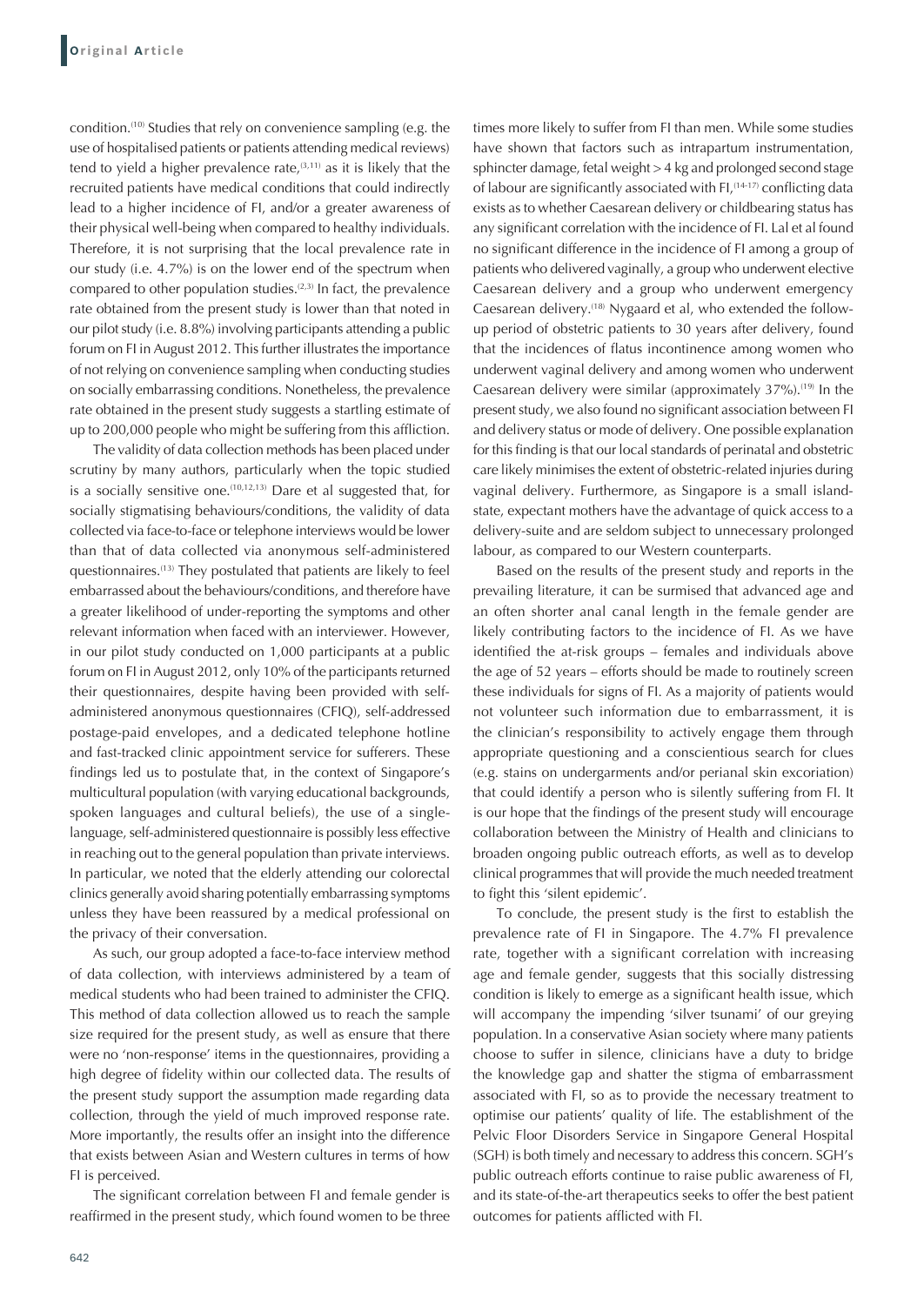condition.[10] Studies that rely on convenience sampling (e.g. the use of hospitalised patients or patients attending medical reviews) tend to yield a higher prevalence rate,[3,11] as it is likely that the recruited patients have medical conditions that could indirectly lead to a higher incidence of FI, and/or a greater awareness of their physical well-being when compared to healthy individuals. Therefore, it is not surprising that the local prevalence rate in our study (i.e. 4.7%) is on the lower end of the spectrum when compared to other population studies.[2,3] In fact, the prevalence rate obtained from the present study is lower than that noted in our pilot study (i.e. 8.8%) involving participants attending a public forum on FI in August 2012. This further illustrates the importance of not relying on convenience sampling when conducting studies on socially embarrassing conditions. Nonetheless, the prevalence rate obtained in the present study suggests a startling estimate of up to 200,000 people who might be suffering from this affliction.

The validity of data collection methods has been placed under scrutiny by many authors, particularly when the topic studied is a socially sensitive one.[10,12,13] Dare et al suggested that, for socially stigmatising behaviours/conditions, the validity of data collected via face-to-face or telephone interviews would be lower than that of data collected via anonymous self-administered questionnaires.[13] They postulated that patients are likely to feel embarrassed about the behaviours/conditions, and therefore have a greater likelihood of under-reporting the symptoms and other relevant information when faced with an interviewer. However, in our pilot study conducted on 1,000 participants at a public forum on FI in August 2012, only 10% of the participants returned their questionnaires, despite having been provided with self-administered anonymous questionnaires (CFIQ), self-addressed postage-paid envelopes, and a dedicated telephone hotline and fast-tracked clinic appointment service for sufferers. These findings led us to postulate that, in the context of Singapore's multicultural population (with varying educational backgrounds, spoken languages and cultural beliefs), the use of a single-language, self-administered questionnaire is possibly less effective in reaching out to the general population than private interviews. In particular, we noted that the elderly attending our colorectal clinics generally avoid sharing potentially embarrassing symptoms unless they have been reassured by a medical professional on the privacy of their conversation.

As such, our group adopted a face-to-face interview method of data collection, with interviews administered by a team of medical students who had been trained to administer the CFIQ. This method of data collection allowed us to reach the sample size required for the present study, as well as ensure that there were no 'non-response' items in the questionnaires, providing a high degree of fidelity within our collected data. The results of the present study support the assumption made regarding data collection, through the yield of much improved response rate. More importantly, the results offer an insight into the difference that exists between Asian and Western cultures in terms of how FI is perceived.

The significant correlation between FI and female gender is reaffirmed in the present study, which found women to be three times more likely to suffer from FI than men. While some studies have shown that factors such as intrapartum instrumentation, sphincter damage, fetal weight > 4 kg and prolonged second stage of labour are significantly associated with FI,[14-17] conflicting data exists as to whether Caesarean delivery or childbearing status has any significant correlation with the incidence of FI. Lal et al found no significant difference in the incidence of FI among a group of patients who delivered vaginally, a group who underwent elective Caesarean delivery and a group who underwent emergency Caesarean delivery.[18] Nygaard et al, who extended the follow-up period of obstetric patients to 30 years after delivery, found that the incidences of flatus incontinence among women who underwent vaginal delivery and among women who underwent Caesarean delivery were similar (approximately 37%).[19] In the present study, we also found no significant association between FI and delivery status or mode of delivery. One possible explanation for this finding is that our local standards of perinatal and obstetric care likely minimises the extent of obstetric-related injuries during vaginal delivery. Furthermore, as Singapore is a small island-state, expectant mothers have the advantage of quick access to a delivery-suite and are seldom subject to unnecessary prolonged labour, as compared to our Western counterparts.

Based on the results of the present study and reports in the prevailing literature, it can be surmised that advanced age and an often shorter anal canal length in the female gender are likely contributing factors to the incidence of FI. As we have identified the at-risk groups – females and individuals above the age of 52 years – efforts should be made to routinely screen these individuals for signs of FI. As a majority of patients would not volunteer such information due to embarrassment, it is the clinician's responsibility to actively engage them through appropriate questioning and a conscientious search for clues (e.g. stains on undergarments and/or perianal skin excoriation) that could identify a person who is silently suffering from FI. It is our hope that the findings of the present study will encourage collaboration between the Ministry of Health and clinicians to broaden ongoing public outreach efforts, as well as to develop clinical programmes that will provide the much needed treatment to fight this 'silent epidemic'.

To conclude, the present study is the first to establish the prevalence rate of FI in Singapore. The 4.7% FI prevalence rate, together with a significant correlation with increasing age and female gender, suggests that this socially distressing condition is likely to emerge as a significant health issue, which will accompany the impending 'silver tsunami' of our greying population. In a conservative Asian society where many patients choose to suffer in silence, clinicians have a duty to bridge the knowledge gap and shatter the stigma of embarrassment associated with FI, so as to provide the necessary treatment to optimise our patients' quality of life. The establishment of the Pelvic Floor Disorders Service in Singapore General Hospital (SGH) is both timely and necessary to address this concern. SGH's public outreach efforts continue to raise public awareness of FI, and its state-of-the-art therapeutics seeks to offer the best patient outcomes for patients afflicted with FI.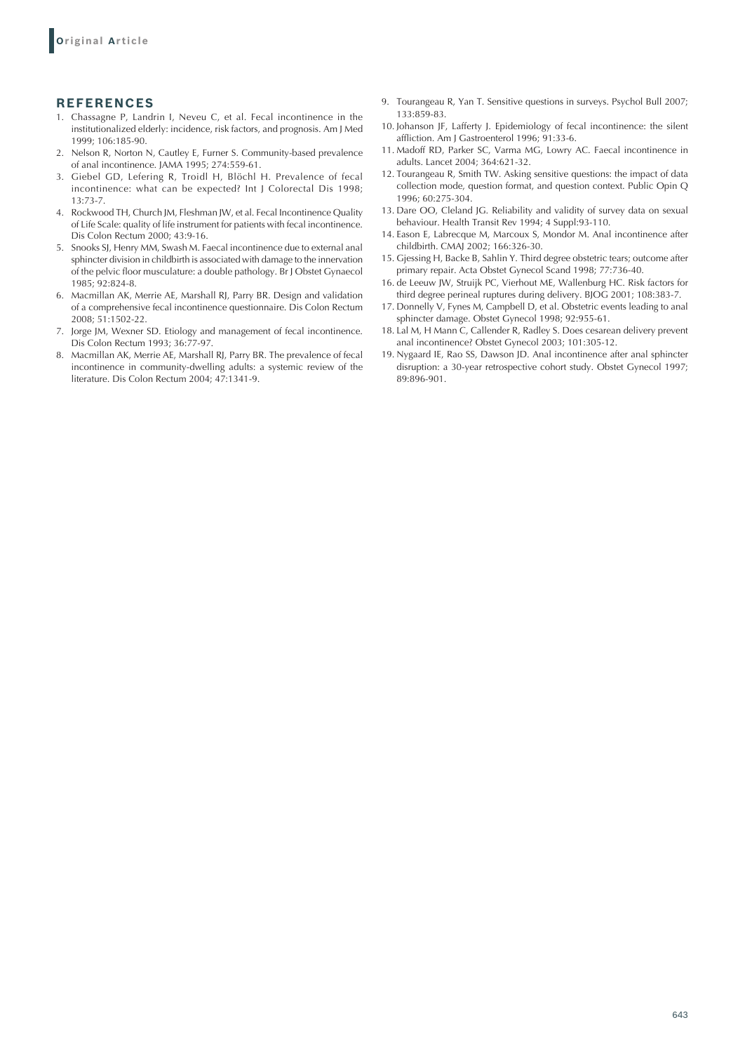## REFERENCES

1. Chassagne P, Landrin I, Neveu C, et al. Fecal incontinence in the institutionalized elderly: incidence, risk factors, and prognosis. Am J Med 1999; 106:185-90.
2. Nelson R, Norton N, Cautley E, Furner S. Community-based prevalence of anal incontinence. JAMA 1995; 274:559-61.
3. Giebel GD, Lefering R, Troidl H, Blöchl H. Prevalence of fecal incontinence: what can be expected? Int J Colorectal Dis 1998; 13:73-7.
4. Rockwood TH, Church JM, Fleshman JW, et al. Fecal Incontinence Quality of Life Scale: quality of life instrument for patients with fecal incontinence. Dis Colon Rectum 2000; 43:9-16.
5. Snooks SJ, Henry MM, Swash M. Faecal incontinence due to external anal sphincter division in childbirth is associated with damage to the innervation of the pelvic floor musculature: a double pathology. Br J Obstet Gynaecol 1985; 92:824-8.
6. Macmillan AK, Merrie AE, Marshall RJ, Parry BR. Design and validation of a comprehensive fecal incontinence questionnaire. Dis Colon Rectum 2008; 51:1502-22.
7. Jorge JM, Wexner SD. Etiology and management of fecal incontinence. Dis Colon Rectum 1993; 36:77-97.
8. Macmillan AK, Merrie AE, Marshall RJ, Parry BR. The prevalence of fecal incontinence in community-dwelling adults: a systemic review of the literature. Dis Colon Rectum 2004; 47:1341-9.
9. Tourangeau R, Yan T. Sensitive questions in surveys. Psychol Bull 2007; 133:859-83.
10. Johanson JF, Lafferty J. Epidemiology of fecal incontinence: the silent affliction. Am J Gastroenterol 1996; 91:33-6.
11. Madoff RD, Parker SC, Varma MG, Lowry AC. Faecal incontinence in adults. Lancet 2004; 364:621-32.
12. Tourangeau R, Smith TW. Asking sensitive questions: the impact of data collection mode, question format, and question context. Public Opin Q 1996; 60:275-304.
13. Dare OO, Cleland JG. Reliability and validity of survey data on sexual behaviour. Health Transit Rev 1994; 4 Suppl:93-110.
14. Eason E, Labrecque M, Marcoux S, Mondor M. Anal incontinence after childbirth. CMAJ 2002; 166:326-30.
15. Gjessing H, Backe B, Sahlin Y. Third degree obstetric tears; outcome after primary repair. Acta Obstet Gynecol Scand 1998; 77:736-40.
16. de Leeuw JW, Struijk PC, Vierhout ME, Wallenburg HC. Risk factors for third degree perineal ruptures during delivery. BJOG 2001; 108:383-7.
17. Donnelly V, Fynes M, Campbell D, et al. Obstetric events leading to anal sphincter damage. Obstet Gynecol 1998; 92:955-61.
18. Lal M, H Mann C, Callender R, Radley S. Does cesarean delivery prevent anal incontinence? Obstet Gynecol 2003; 101:305-12.
19. Nygaard IE, Rao SS, Dawson JD. Anal incontinence after anal sphincter disruption: a 30-year retrospective cohort study. Obstet Gynecol 1997; 89:896-901.